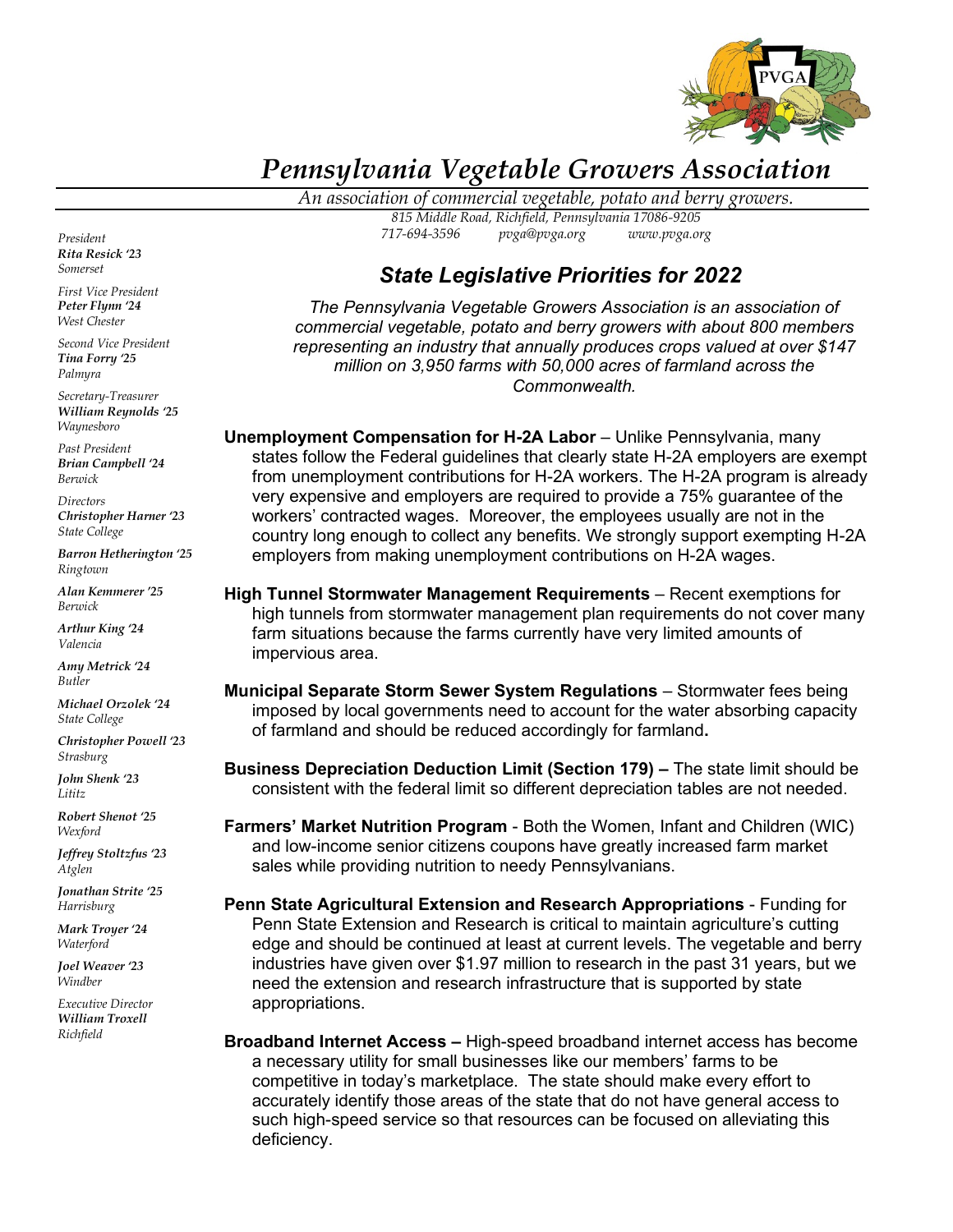# Pennsylvania Vegetable Growers Association

*An association of commercial vegetable, potato and berry growers.*

*815 Middle Road, Richfield, Pennsylvania 17086-9205*
*717-694-3596 pvga@pvga.org www.pvga.org*

*President*
***Rita Resick '23***
*Somerset*

*First Vice President*
***Peter Flynn '24***
*West Chester*

*Second Vice President*
***Tina Forry '25***
*Palmyra*

*Secretary-Treasurer*
***William Reynolds '25***
*Waynesboro*

*Past President*
***Brian Campbell '24***
*Berwick*

*Directors*
***Christopher Harner '23***
*State College*

***Barron Hetherington '25***
*Ringtown*

***Alan Kemmerer '25***
*Berwick*

***Arthur King '24***
*Valencia*

***Amy Metrick '24***
*Butler*

***Michael Orzolek '24***
*State College*

***Christopher Powell '23***
*Strasburg*

***John Shenk '23***
*Lititz*

***Robert Shenot '25***
*Wexford*

***Jeffrey Stoltzfus '23***
*Atglen*

***Jonathan Strite '25***
*Harrisburg*

***Mark Troyer '24***
*Waterford*

***Joel Weaver '23***
*Windber*

*Executive Director*
***William Troxell***
*Richfield*

## *State Legislative Priorities for 2022*

*The Pennsylvania Vegetable Growers Association is an association of commercial vegetable, potato and berry growers with about 800 members representing an industry that annually produces crops valued at over $147 million on 3,950 farms with 50,000 acres of farmland across the Commonwealth.*

**Unemployment Compensation for H-2A Labor** – Unlike Pennsylvania, many states follow the Federal guidelines that clearly state H-2A employers are exempt from unemployment contributions for H-2A workers. The H-2A program is already very expensive and employers are required to provide a 75% guarantee of the workers' contracted wages. Moreover, the employees usually are not in the country long enough to collect any benefits. We strongly support exempting H-2A employers from making unemployment contributions on H-2A wages.

**High Tunnel Stormwater Management Requirements** – Recent exemptions for high tunnels from stormwater management plan requirements do not cover many farm situations because the farms currently have very limited amounts of impervious area.

**Municipal Separate Storm Sewer System Regulations** – Stormwater fees being imposed by local governments need to account for the water absorbing capacity of farmland and should be reduced accordingly for farmland.

**Business Depreciation Deduction Limit (Section 179) –** The state limit should be consistent with the federal limit so different depreciation tables are not needed.

**Farmers' Market Nutrition Program** - Both the Women, Infant and Children (WIC) and low-income senior citizens coupons have greatly increased farm market sales while providing nutrition to needy Pennsylvanians.

**Penn State Agricultural Extension and Research Appropriations** - Funding for Penn State Extension and Research is critical to maintain agriculture's cutting edge and should be continued at least at current levels. The vegetable and berry industries have given over $1.97 million to research in the past 31 years, but we need the extension and research infrastructure that is supported by state appropriations.

**Broadband Internet Access –** High-speed broadband internet access has become a necessary utility for small businesses like our members' farms to be competitive in today's marketplace. The state should make every effort to accurately identify those areas of the state that do not have general access to such high-speed service so that resources can be focused on alleviating this deficiency.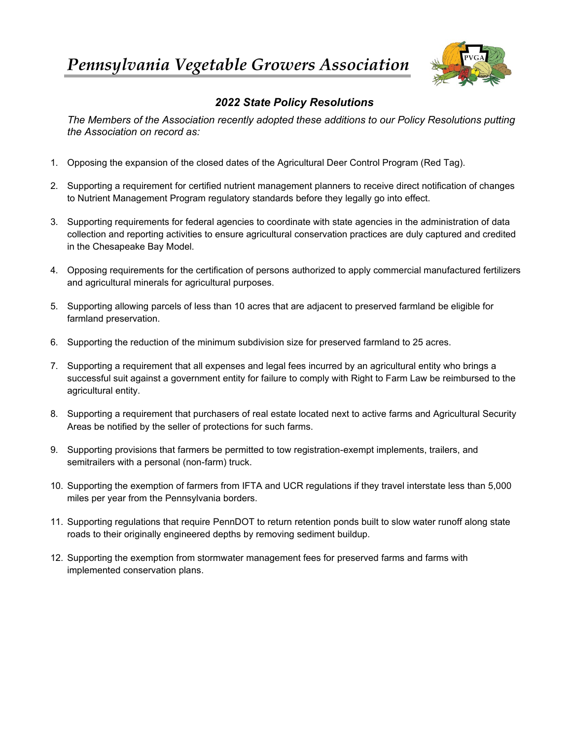# *Pennsylvania Vegetable Growers Association*

## *2022 State Policy Resolutions*

*The Members of the Association recently adopted these additions to our Policy Resolutions putting the Association on record as:*

1. Opposing the expansion of the closed dates of the Agricultural Deer Control Program (Red Tag).
2. Supporting a requirement for certified nutrient management planners to receive direct notification of changes to Nutrient Management Program regulatory standards before they legally go into effect.
3. Supporting requirements for federal agencies to coordinate with state agencies in the administration of data collection and reporting activities to ensure agricultural conservation practices are duly captured and credited in the Chesapeake Bay Model.
4. Opposing requirements for the certification of persons authorized to apply commercial manufactured fertilizers and agricultural minerals for agricultural purposes.
5. Supporting allowing parcels of less than 10 acres that are adjacent to preserved farmland be eligible for farmland preservation.
6. Supporting the reduction of the minimum subdivision size for preserved farmland to 25 acres.
7. Supporting a requirement that all expenses and legal fees incurred by an agricultural entity who brings a successful suit against a government entity for failure to comply with Right to Farm Law be reimbursed to the agricultural entity.
8. Supporting a requirement that purchasers of real estate located next to active farms and Agricultural Security Areas be notified by the seller of protections for such farms.
9. Supporting provisions that farmers be permitted to tow registration-exempt implements, trailers, and semitrailers with a personal (non-farm) truck.
10. Supporting the exemption of farmers from IFTA and UCR regulations if they travel interstate less than 5,000 miles per year from the Pennsylvania borders.
11. Supporting regulations that require PennDOT to return retention ponds built to slow water runoff along state roads to their originally engineered depths by removing sediment buildup.
12. Supporting the exemption from stormwater management fees for preserved farms and farms with implemented conservation plans.